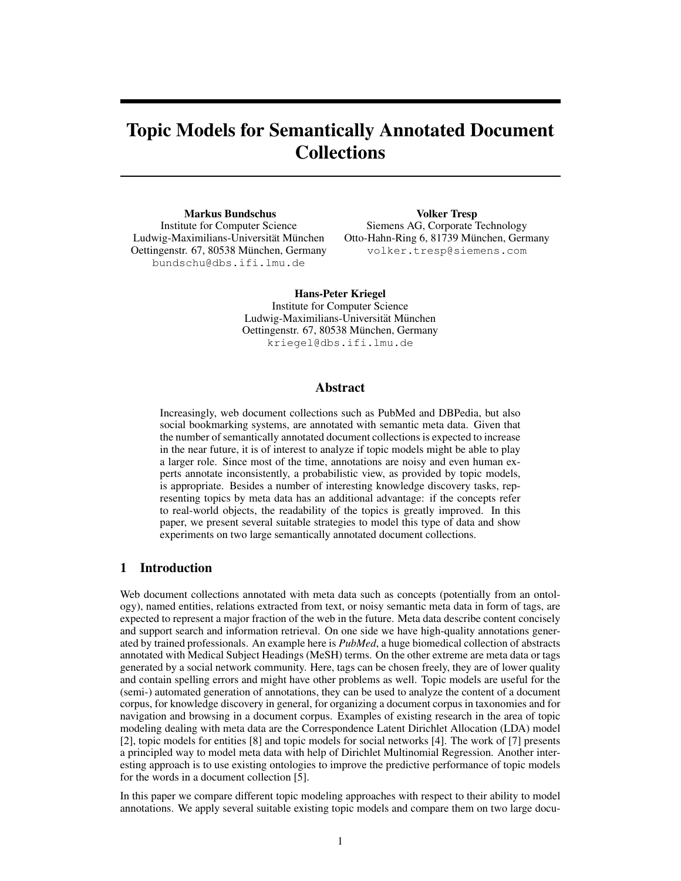# Topic Models for Semantically Annotated Document Collections

**Markus Bundschus**
Institute for Computer Science
Ludwig-Maximilians-Universität München
Oettingenstr. 67, 80538 München, Germany
bundschu@dbs.ifi.lmu.de

**Volker Tresp**
Siemens AG, Corporate Technology
Otto-Hahn-Ring 6, 81739 München, Germany
volker.tresp@siemens.com

**Hans-Peter Kriegel**
Institute for Computer Science
Ludwig-Maximilians-Universität München
Oettingenstr. 67, 80538 München, Germany
kriegel@dbs.ifi.lmu.de

## Abstract

Increasingly, web document collections such as PubMed and DBPedia, but also social bookmarking systems, are annotated with semantic meta data. Given that the number of semantically annotated document collections is expected to increase in the near future, it is of interest to analyze if topic models might be able to play a larger role. Since most of the time, annotations are noisy and even human experts annotate inconsistently, a probabilistic view, as provided by topic models, is appropriate. Besides a number of interesting knowledge discovery tasks, representing topics by meta data has an additional advantage: if the concepts refer to real-world objects, the readability of the topics is greatly improved. In this paper, we present several suitable strategies to model this type of data and show experiments on two large semantically annotated document collections.

## 1 Introduction

Web document collections annotated with meta data such as concepts (potentially from an ontology), named entities, relations extracted from text, or noisy semantic meta data in form of tags, are expected to represent a major fraction of the web in the future. Meta data describe content concisely and support search and information retrieval. On one side we have high-quality annotations generated by trained professionals. An example here is *PubMed*, a huge biomedical collection of abstracts annotated with Medical Subject Headings (MeSH) terms. On the other extreme are meta data or tags generated by a social network community. Here, tags can be chosen freely, they are of lower quality and contain spelling errors and might have other problems as well. Topic models are useful for the (semi-) automated generation of annotations, they can be used to analyze the content of a document corpus, for knowledge discovery in general, for organizing a document corpus in taxonomies and for navigation and browsing in a document corpus. Examples of existing research in the area of topic modeling dealing with meta data are the Correspondence Latent Dirichlet Allocation (LDA) model [2], topic models for entities [8] and topic models for social networks [4]. The work of [7] presents a principled way to model meta data with help of Dirichlet Multinomial Regression. Another interesting approach is to use existing ontologies to improve the predictive performance of topic models for the words in a document collection [5].

In this paper we compare different topic modeling approaches with respect to their ability to model annotations. We apply several suitable existing topic models and compare them on two large docu-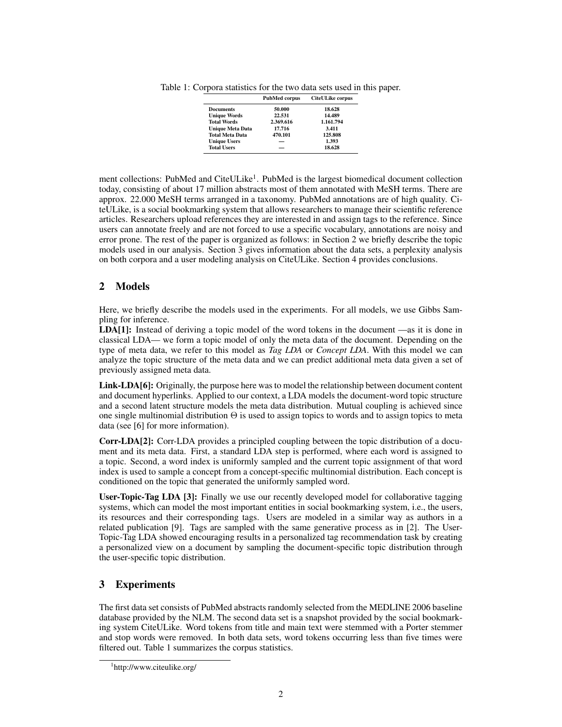Table 1: Corpora statistics for the two data sets used in this paper.

| | PubMed corpus | CiteULike corpus |
|---|---|---|
| **Documents** | 50.000 | 18.628 |
| **Unique Words** | 22.531 | 14.489 |
| **Total Words** | 2.369.616 | 1.161.794 |
| **Unique Meta Data** | 17.716 | 3.411 |
| **Total Meta Data** | 470.101 | 125.808 |
| **Unique Users** | — | 1.393 |
| **Total Users** | — | 18.628 |

ment collections: PubMed and CiteULike[1]. PubMed is the largest biomedical document collection today, consisting of about 17 million abstracts most of them annotated with MeSH terms. There are approx. 22.000 MeSH terms arranged in a taxonomy. PubMed annotations are of high quality. CiteULike, is a social bookmarking system that allows researchers to manage their scientific reference articles. Researchers upload references they are interested in and assign tags to the reference. Since users can annotate freely and are not forced to use a specific vocabulary, annotations are noisy and error prone. The rest of the paper is organized as follows: in Section 2 we briefly describe the topic models used in our analysis. Section 3 gives information about the data sets, a perplexity analysis on both corpora and a user modeling analysis on CiteULike. Section 4 provides conclusions.

## 2 Models

Here, we briefly describe the models used in the experiments. For all models, we use Gibbs Sampling for inference.

**LDA[1]:** Instead of deriving a topic model of the word tokens in the document —as it is done in classical LDA— we form a topic model of only the meta data of the document. Depending on the type of meta data, we refer to this model as *Tag LDA* or *Concept LDA*. With this model we can analyze the topic structure of the meta data and we can predict additional meta data given a set of previously assigned meta data.

**Link-LDA[6]:** Originally, the purpose here was to model the relationship between document content and document hyperlinks. Applied to our context, a LDA models the document-word topic structure and a second latent structure models the meta data distribution. Mutual coupling is achieved since one single multinomial distribution $\Theta$ is used to assign topics to words and to assign topics to meta data (see [6] for more information).

**Corr-LDA[2]:** Corr-LDA provides a principled coupling between the topic distribution of a document and its meta data. First, a standard LDA step is performed, where each word is assigned to a topic. Second, a word index is uniformly sampled and the current topic assignment of that word index is used to sample a concept from a concept-specific multinomial distribution. Each concept is conditioned on the topic that generated the uniformly sampled word.

**User-Topic-Tag LDA [3]:** Finally we use our recently developed model for collaborative tagging systems, which can model the most important entities in social bookmarking system, i.e., the users, its resources and their corresponding tags. Users are modeled in a similar way as authors in a related publication [9]. Tags are sampled with the same generative process as in [2]. The User-Topic-Tag LDA showed encouraging results in a personalized tag recommendation task by creating a personalized view on a document by sampling the document-specific topic distribution through the user-specific topic distribution.

## 3 Experiments

The first data set consists of PubMed abstracts randomly selected from the MEDLINE 2006 baseline database provided by the NLM. The second data set is a snapshot provided by the social bookmarking system CiteULike. Word tokens from title and main text were stemmed with a Porter stemmer and stop words were removed. In both data sets, word tokens occurring less than five times were filtered out. Table 1 summarizes the corpus statistics.

[1]http://www.citeulike.org/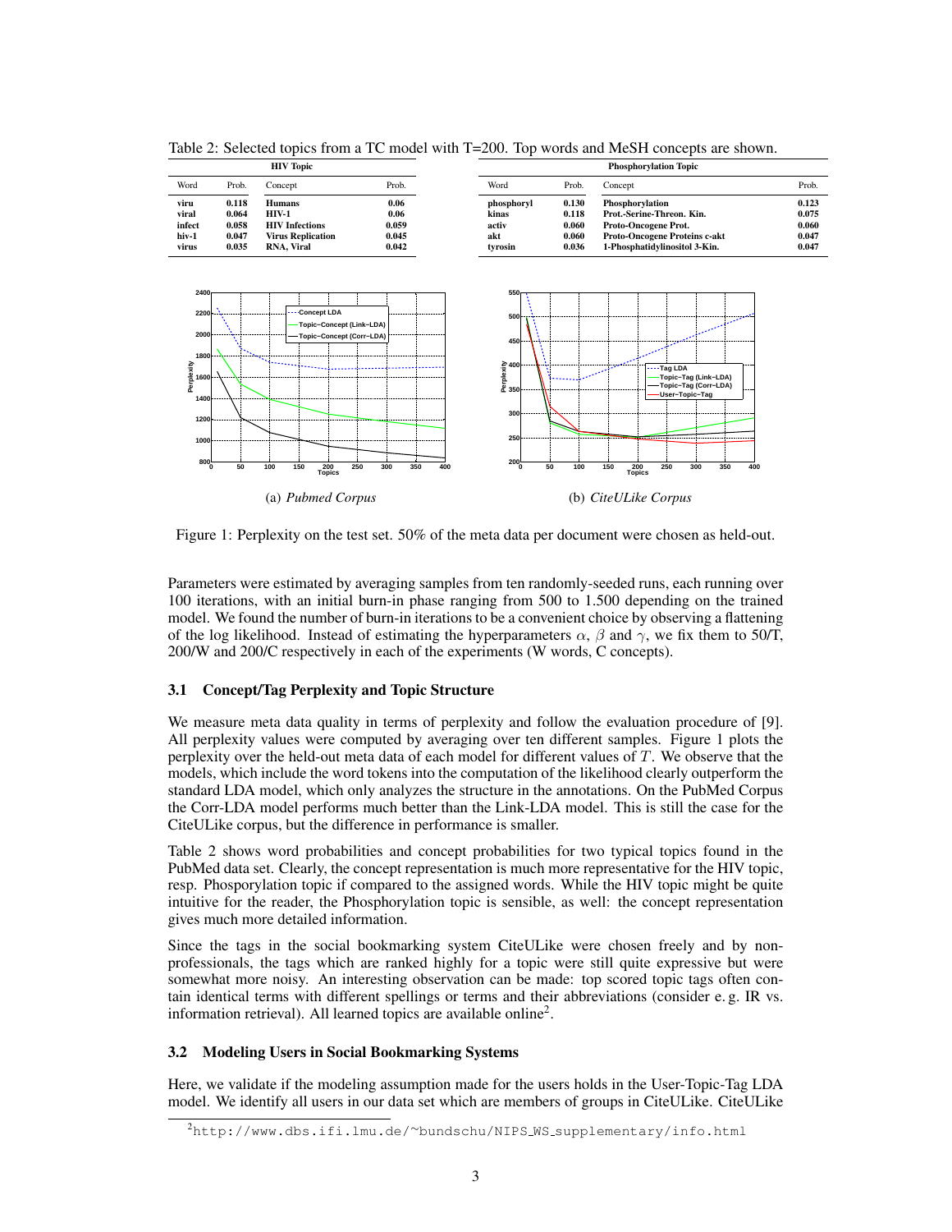Table 2: Selected topics from a TC model with T=200. Top words and MeSH concepts are shown.

| HIV Topic | | | | Phosphorylation Topic | | | |
|---|---|---|---|---|---|---|---|
| Word | Prob. | Concept | Prob. | Word | Prob. | Concept | Prob. |
| **viru** | **0.118** | **Humans** | **0.06** | **phosphoryl** | **0.130** | **Phosphorylation** | **0.123** |
| **viral** | **0.064** | **HIV-1** | **0.06** | **kinas** | **0.118** | **Prot.-Serine-Threon. Kin.** | **0.075** |
| **infect** | **0.058** | **HIV Infections** | **0.059** | **activ** | **0.060** | **Proto-Oncogene Prot.** | **0.060** |
| **hiv-1** | **0.047** | **Virus Replication** | **0.045** | **akt** | **0.060** | **Proto-Oncogene Proteins c-akt** | **0.047** |
| **virus** | **0.035** | **RNA, Viral** | **0.042** | **tyrosin** | **0.036** | **1-Phosphatidylinositol 3-Kin.** | **0.047** |

(a) *Pubmed Corpus*

(b) *CiteULike Corpus*

Figure 1: Perplexity on the test set. 50% of the meta data per document were chosen as held-out.

Parameters were estimated by averaging samples from ten randomly-seeded runs, each running over 100 iterations, with an initial burn-in phase ranging from 500 to 1.500 depending on the trained model. We found the number of burn-in iterations to be a convenient choice by observing a flattening of the log likelihood. Instead of estimating the hyperparameters $\alpha$, $\beta$ and $\gamma$, we fix them to 50/T, 200/W and 200/C respectively in each of the experiments (W words, C concepts).

### 3.1 Concept/Tag Perplexity and Topic Structure

We measure meta data quality in terms of perplexity and follow the evaluation procedure of [9]. All perplexity values were computed by averaging over ten different samples. Figure 1 plots the perplexity over the held-out meta data of each model for different values of $T$. We observe that the models, which include the word tokens into the computation of the likelihood clearly outperform the standard LDA model, which only analyzes the structure in the annotations. On the PubMed Corpus the Corr-LDA model performs much better than the Link-LDA model. This is still the case for the CiteULike corpus, but the difference in performance is smaller.

Table 2 shows word probabilities and concept probabilities for two typical topics found in the PubMed data set. Clearly, the concept representation is much more representative for the HIV topic, resp. Phosporylation topic if compared to the assigned words. While the HIV topic might be quite intuitive for the reader, the Phosphorylation topic is sensible, as well: the concept representation gives much more detailed information.

Since the tags in the social bookmarking system CiteULike were chosen freely and by non-professionals, the tags which are ranked highly for a topic were still quite expressive but were somewhat more noisy. An interesting observation can be made: top scored topic tags often contain identical terms with different spellings or terms and their abbreviations (consider e. g. IR vs. information retrieval). All learned topics are available online[2].

### 3.2 Modeling Users in Social Bookmarking Systems

Here, we validate if the modeling assumption made for the users holds in the User-Topic-Tag LDA model. We identify all users in our data set which are members of groups in CiteULike. CiteULike

[2] http://www.dbs.ifi.lmu.de/~bundschu/NIPS_WS_supplementary/info.html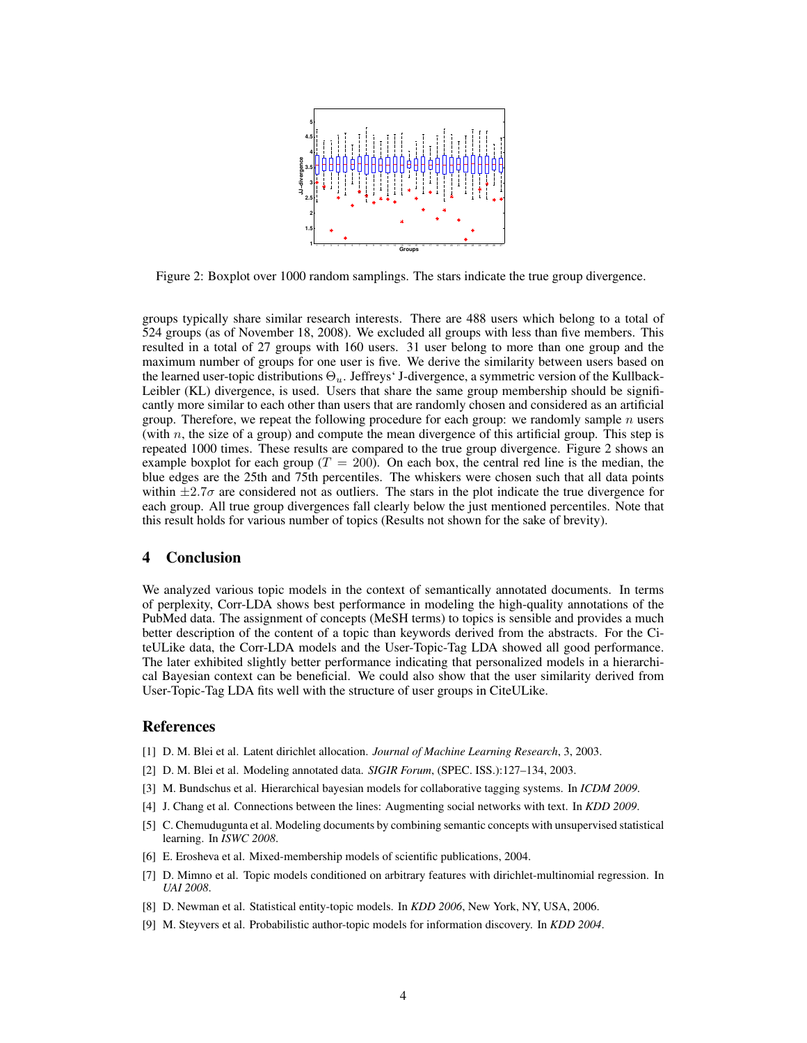5
4.5
4
3.5
3
2.5
2
1.5
1

JJ-divergence

Groups

Figure 2: Boxplot over 1000 random samplings. The stars indicate the true group divergence.

groups typically share similar research interests. There are 488 users which belong to a total of 524 groups (as of November 18, 2008). We excluded all groups with less than five members. This resulted in a total of 27 groups with 160 users. 31 user belong to more than one group and the maximum number of groups for one user is five. We derive the similarity between users based on the learned user-topic distributions $\Theta_u$. Jeffreys' J-divergence, a symmetric version of the Kullback-Leibler (KL) divergence, is used. Users that share the same group membership should be significantly more similar to each other than users that are randomly chosen and considered as an artificial group. Therefore, we repeat the following procedure for each group: we randomly sample $n$ users (with $n$, the size of a group) and compute the mean divergence of this artificial group. This step is repeated 1000 times. These results are compared to the true group divergence. Figure 2 shows an example boxplot for each group ($T = 200$). On each box, the central red line is the median, the blue edges are the 25th and 75th percentiles. The whiskers were chosen such that all data points within $\pm 2.7\sigma$ are considered not as outliers. The stars in the plot indicate the true divergence for each group. All true group divergences fall clearly below the just mentioned percentiles. Note that this result holds for various number of topics (Results not shown for the sake of brevity).

## 4 Conclusion

We analyzed various topic models in the context of semantically annotated documents. In terms of perplexity, Corr-LDA shows best performance in modeling the high-quality annotations of the PubMed data. The assignment of concepts (MeSH terms) to topics is sensible and provides a much better description of the content of a topic than keywords derived from the abstracts. For the CiteULike data, the Corr-LDA models and the User-Topic-Tag LDA showed all good performance. The later exhibited slightly better performance indicating that personalized models in a hierarchical Bayesian context can be beneficial. We could also show that the user similarity derived from User-Topic-Tag LDA fits well with the structure of user groups in CiteULike.

## References

[1] D. M. Blei et al. Latent dirichlet allocation. *Journal of Machine Learning Research*, 3, 2003.

[2] D. M. Blei et al. Modeling annotated data. *SIGIR Forum*, (SPEC. ISS.):127–134, 2003.

[3] M. Bundschus et al. Hierarchical bayesian models for collaborative tagging systems. In *ICDM 2009*.

[4] J. Chang et al. Connections between the lines: Augmenting social networks with text. In *KDD 2009*.

[5] C. Chemudugunta et al. Modeling documents by combining semantic concepts with unsupervised statistical learning. In *ISWC 2008*.

[6] E. Erosheva et al. Mixed-membership models of scientific publications, 2004.

[7] D. Mimno et al. Topic models conditioned on arbitrary features with dirichlet-multinomial regression. In *UAI 2008*.

[8] D. Newman et al. Statistical entity-topic models. In *KDD 2006*, New York, NY, USA, 2006.

[9] M. Steyvers et al. Probabilistic author-topic models for information discovery. In *KDD 2004*.